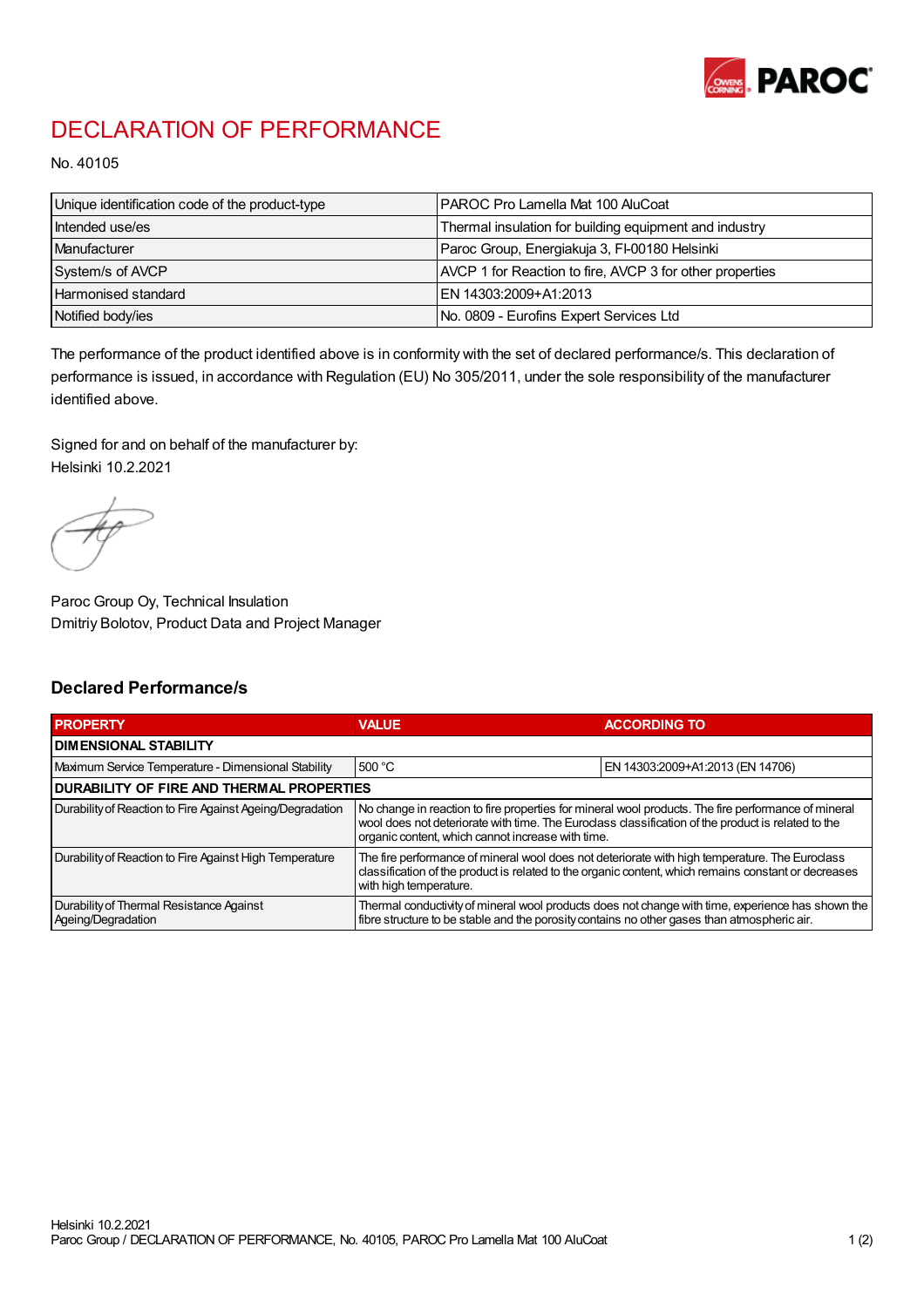# DECLARATION OF PERFORMANCE

No. 40105

| | |
|---|---|
| Unique identification code of the product-type | PAROC Pro Lamella Mat 100 AluCoat |
| Intended use/es | Thermal insulation for building equipment and industry |
| Manufacturer | Paroc Group, Energiakuja 3, FI-00180 Helsinki |
| System/s of AVCP | AVCP 1 for Reaction to fire, AVCP 3 for other properties |
| Harmonised standard | EN 14303:2009+A1:2013 |
| Notified body/ies | No. 0809 - Eurofins Expert Services Ltd |

The performance of the product identified above is in conformity with the set of declared performance/s. This declaration of performance is issued, in accordance with Regulation (EU) No 305/2011, under the sole responsibility of the manufacturer identified above.

Signed for and on behalf of the manufacturer by:
Helsinki 10.2.2021

Paroc Group Oy, Technical Insulation
Dmitriy Bolotov, Product Data and Project Manager

## Declared Performance/s

| PROPERTY | VALUE | ACCORDING TO |
|---|---|---|
| **DIMENSIONAL STABILITY** | | |
| Maximum Service Temperature - Dimensional Stability | 500 °C | EN 14303:2009+A1:2013 (EN 14706) |
| **DURABILITY OF FIRE AND THERMAL PROPERTIES** | | |
| Durability of Reaction to Fire Against Ageing/Degradation | No change in reaction to fire properties for mineral wool products. The fire performance of mineral wool does not deteriorate with time. The Euroclass classification of the product is related to the organic content, which cannot increase with time. | |
| Durability of Reaction to Fire Against High Temperature | The fire performance of mineral wool does not deteriorate with high temperature. The Euroclass classification of the product is related to the organic content, which remains constant or decreases with high temperature. | |
| Durability of Thermal Resistance Against Ageing/Degradation | Thermal conductivity of mineral wool products does not change with time, experience has shown the fibre structure to be stable and the porosity contains no other gases than atmospheric air. | |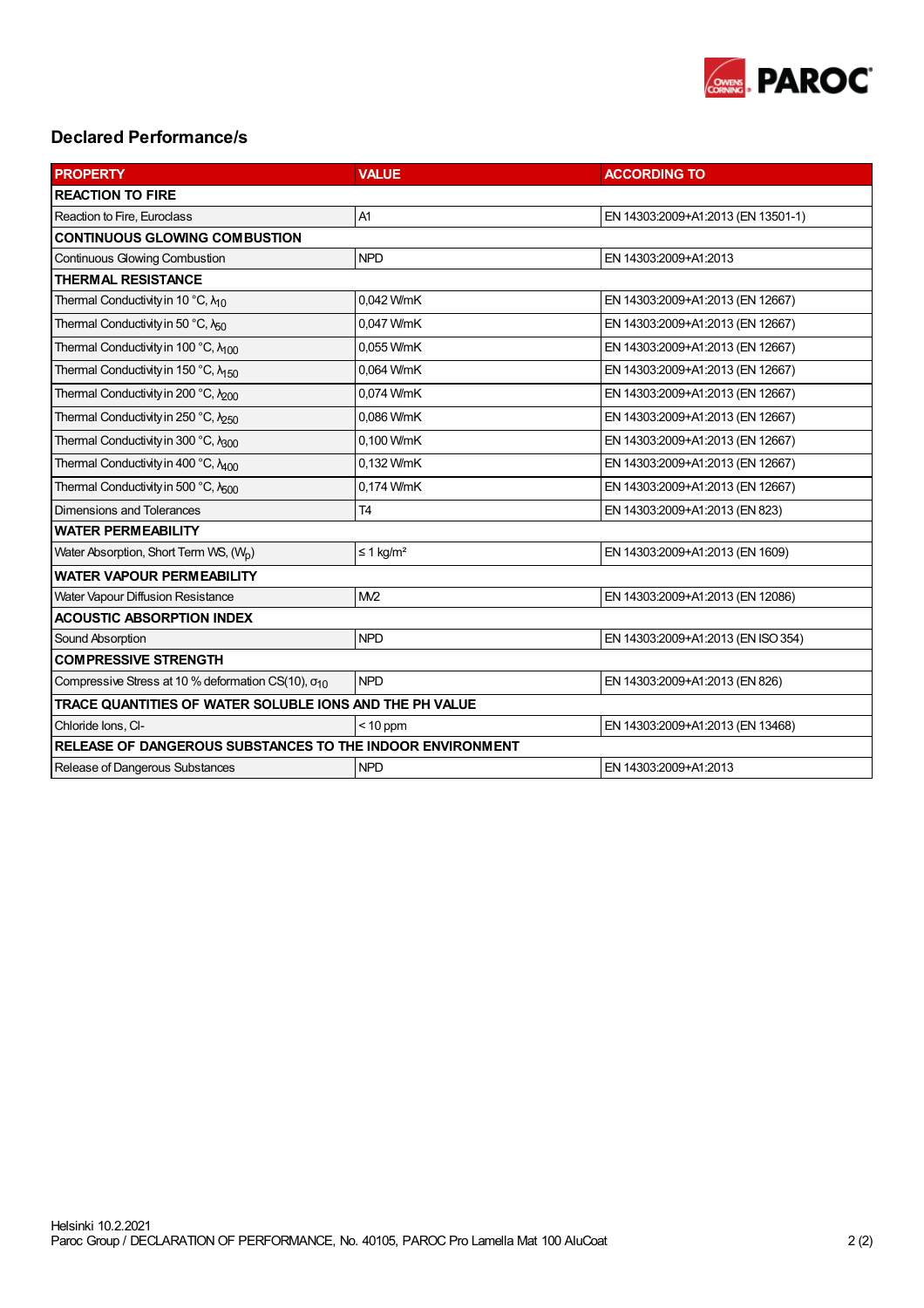## Declared Performance/s

| PROPERTY | VALUE | ACCORDING TO |
|---|---|---|
| **REACTION TO FIRE** | | |
| Reaction to Fire, Euroclass | A1 | EN 14303:2009+A1:2013 (EN 13501-1) |
| **CONTINUOUS GLOWING COMBUSTION** | | |
| Continuous Glowing Combustion | NPD | EN 14303:2009+A1:2013 |
| **THERMAL RESISTANCE** | | |
| Thermal Conductivity in 10 °C, $\lambda_{10}$ | 0,042 W/mK | EN 14303:2009+A1:2013 (EN 12667) |
| Thermal Conductivity in 50 °C, $\lambda_{50}$ | 0,047 W/mK | EN 14303:2009+A1:2013 (EN 12667) |
| Thermal Conductivity in 100 °C, $\lambda_{100}$ | 0,055 W/mK | EN 14303:2009+A1:2013 (EN 12667) |
| Thermal Conductivity in 150 °C, $\lambda_{150}$ | 0,064 W/mK | EN 14303:2009+A1:2013 (EN 12667) |
| Thermal Conductivity in 200 °C, $\lambda_{200}$ | 0,074 W/mK | EN 14303:2009+A1:2013 (EN 12667) |
| Thermal Conductivity in 250 °C, $\lambda_{250}$ | 0,086 W/mK | EN 14303:2009+A1:2013 (EN 12667) |
| Thermal Conductivity in 300 °C, $\lambda_{300}$ | 0,100 W/mK | EN 14303:2009+A1:2013 (EN 12667) |
| Thermal Conductivity in 400 °C, $\lambda_{400}$ | 0,132 W/mK | EN 14303:2009+A1:2013 (EN 12667) |
| Thermal Conductivity in 500 °C, $\lambda_{500}$ | 0,174 W/mK | EN 14303:2009+A1:2013 (EN 12667) |
| Dimensions and Tolerances | T4 | EN 14303:2009+A1:2013 (EN 823) |
| **WATER PERMEABILITY** | | |
| Water Absorption, Short Term WS, ($W_p$) | ≤ 1 kg/m² | EN 14303:2009+A1:2013 (EN 1609) |
| **WATER VAPOUR PERMEABILITY** | | |
| Water Vapour Diffusion Resistance | MV2 | EN 14303:2009+A1:2013 (EN 12086) |
| **ACOUSTIC ABSORPTION INDEX** | | |
| Sound Absorption | NPD | EN 14303:2009+A1:2013 (EN ISO 354) |
| **COMPRESSIVE STRENGTH** | | |
| Compressive Stress at 10 % deformation CS(10), $\sigma_{10}$ | NPD | EN 14303:2009+A1:2013 (EN 826) |
| **TRACE QUANTITIES OF WATER SOLUBLE IONS AND THE PH VALUE** | | |
| Chloride Ions, Cl- | < 10 ppm | EN 14303:2009+A1:2013 (EN 13468) |
| **RELEASE OF DANGEROUS SUBSTANCES TO THE INDOOR ENVIRONMENT** | | |
| Release of Dangerous Substances | NPD | EN 14303:2009+A1:2013 |

Helsinki 10.2.2021

Paroc Group / DECLARATION OF PERFORMANCE, No. 40105, PAROC Pro Lamella Mat 100 AluCoat